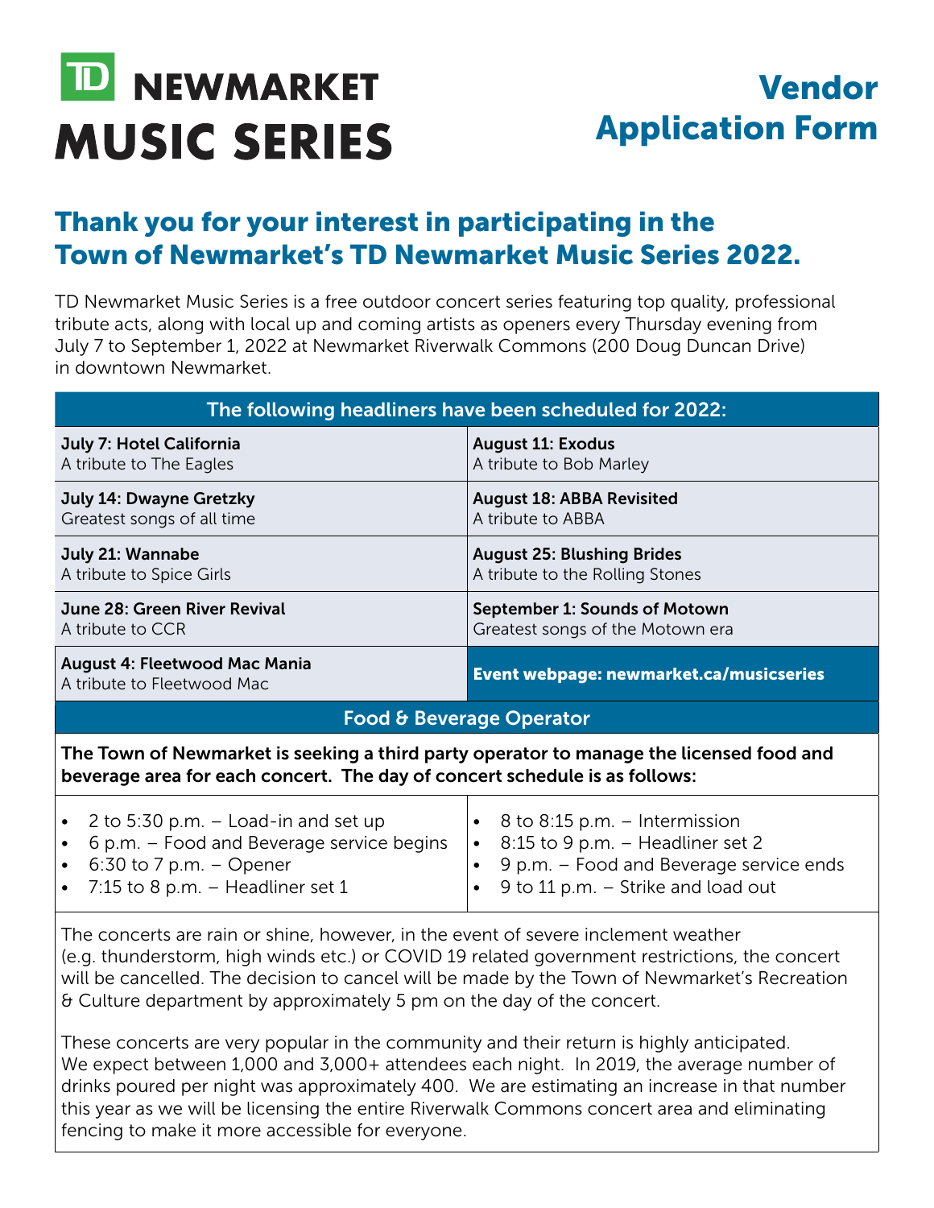# TD NEWMARKET MUSIC SERIES

# Vendor Application Form

## Thank you for your interest in participating in the Town of Newmarket's TD Newmarket Music Series 2022.

TD Newmarket Music Series is a free outdoor concert series featuring top quality, professional tribute acts, along with local up and coming artists as openers every Thursday evening from July 7 to September 1, 2022 at Newmarket Riverwalk Commons (200 Doug Duncan Drive) in downtown Newmarket.

| The following headliners have been scheduled for 2022: | |
|---|---|
| **July 7: Hotel California**<br>A tribute to The Eagles | **August 11: Exodus**<br>A tribute to Bob Marley |
| **July 14: Dwayne Gretzky**<br>Greatest songs of all time | **August 18: ABBA Revisited**<br>A tribute to ABBA |
| **July 21: Wannabe**<br>A tribute to Spice Girls | **August 25: Blushing Brides**<br>A tribute to the Rolling Stones |
| **June 28: Green River Revival**<br>A tribute to CCR | **September 1: Sounds of Motown**<br>Greatest songs of the Motown era |
| **August 4: Fleetwood Mac Mania**<br>A tribute to Fleetwood Mac | **Event webpage: newmarket.ca/musicseries** |

### Food & Beverage Operator

**The Town of Newmarket is seeking a third party operator to manage the licensed food and beverage area for each concert. The day of concert schedule is as follows:**

- 2 to 5:30 p.m. – Load-in and set up
- 6 p.m. – Food and Beverage service begins
- 6:30 to 7 p.m. – Opener
- 7:15 to 8 p.m. – Headliner set 1
- 8 to 8:15 p.m. – Intermission
- 8:15 to 9 p.m. – Headliner set 2
- 9 p.m. – Food and Beverage service ends
- 9 to 11 p.m. – Strike and load out

The concerts are rain or shine, however, in the event of severe inclement weather (e.g. thunderstorm, high winds etc.) or COVID 19 related government restrictions, the concert will be cancelled. The decision to cancel will be made by the Town of Newmarket's Recreation & Culture department by approximately 5 pm on the day of the concert.

These concerts are very popular in the community and their return is highly anticipated. We expect between 1,000 and 3,000+ attendees each night. In 2019, the average number of drinks poured per night was approximately 400. We are estimating an increase in that number this year as we will be licensing the entire Riverwalk Commons concert area and eliminating fencing to make it more accessible for everyone.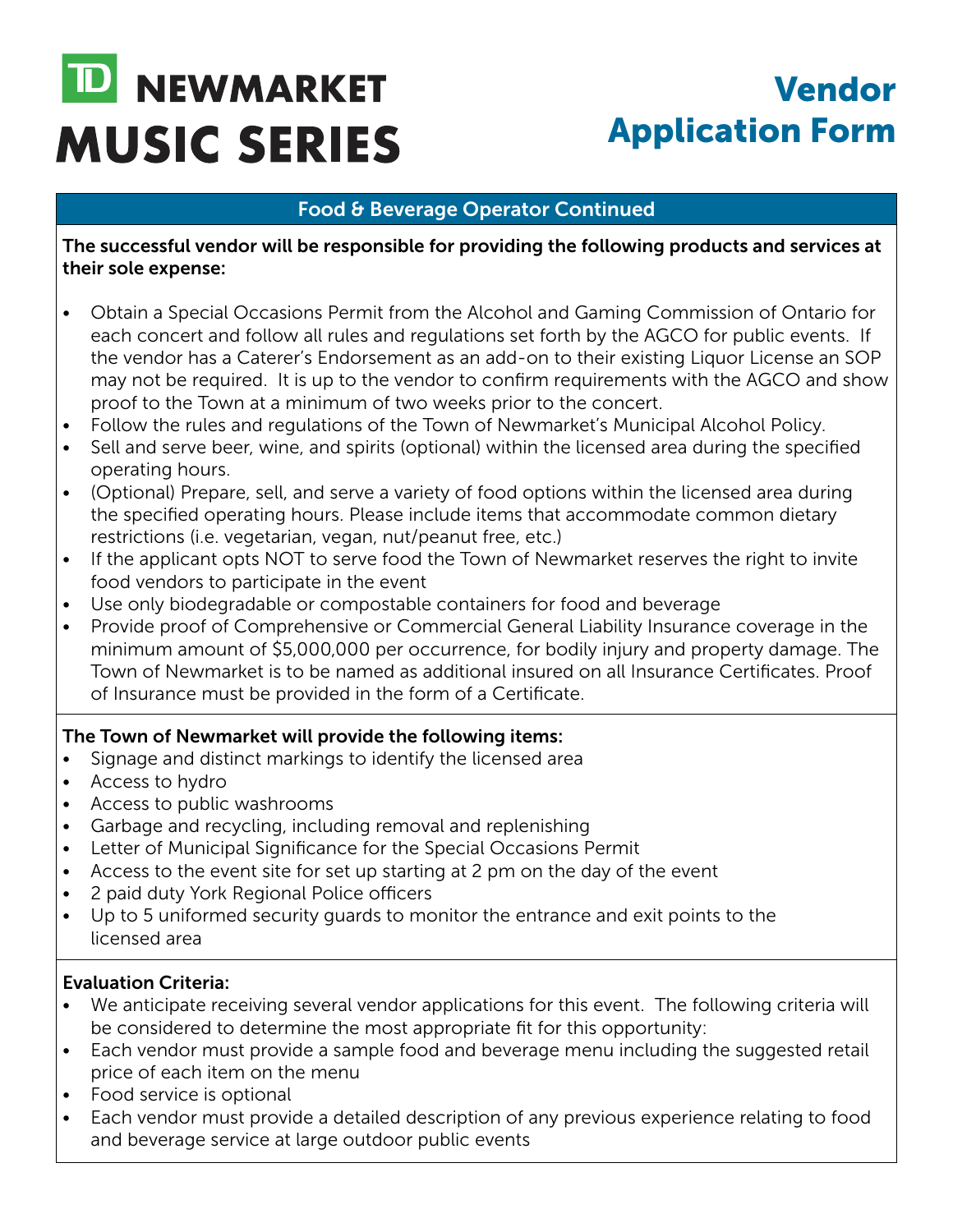# TD NEWMARKET MUSIC SERIES

# Vendor Application Form

## Food & Beverage Operator Continued

**The successful vendor will be responsible for providing the following products and services at their sole expense:**

- Obtain a Special Occasions Permit from the Alcohol and Gaming Commission of Ontario for each concert and follow all rules and regulations set forth by the AGCO for public events. If the vendor has a Caterer's Endorsement as an add-on to their existing Liquor License an SOP may not be required. It is up to the vendor to confirm requirements with the AGCO and show proof to the Town at a minimum of two weeks prior to the concert.
- Follow the rules and regulations of the Town of Newmarket's Municipal Alcohol Policy.
- Sell and serve beer, wine, and spirits (optional) within the licensed area during the specified operating hours.
- (Optional) Prepare, sell, and serve a variety of food options within the licensed area during the specified operating hours. Please include items that accommodate common dietary restrictions (i.e. vegetarian, vegan, nut/peanut free, etc.)
- If the applicant opts NOT to serve food the Town of Newmarket reserves the right to invite food vendors to participate in the event
- Use only biodegradable or compostable containers for food and beverage
- Provide proof of Comprehensive or Commercial General Liability Insurance coverage in the minimum amount of $5,000,000 per occurrence, for bodily injury and property damage. The Town of Newmarket is to be named as additional insured on all Insurance Certificates. Proof of Insurance must be provided in the form of a Certificate.

**The Town of Newmarket will provide the following items:**

- Signage and distinct markings to identify the licensed area
- Access to hydro
- Access to public washrooms
- Garbage and recycling, including removal and replenishing
- Letter of Municipal Significance for the Special Occasions Permit
- Access to the event site for set up starting at 2 pm on the day of the event
- 2 paid duty York Regional Police officers
- Up to 5 uniformed security guards to monitor the entrance and exit points to the licensed area

**Evaluation Criteria:**

- We anticipate receiving several vendor applications for this event. The following criteria will be considered to determine the most appropriate fit for this opportunity:
- Each vendor must provide a sample food and beverage menu including the suggested retail price of each item on the menu
- Food service is optional
- Each vendor must provide a detailed description of any previous experience relating to food and beverage service at large outdoor public events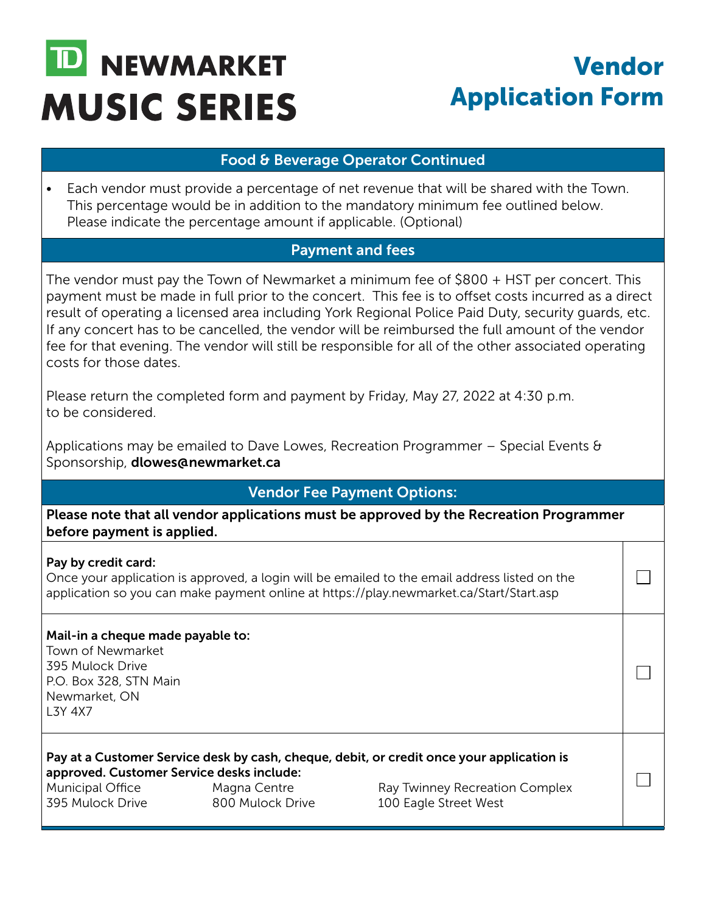# TD NEWMARKET MUSIC SERIES

# Vendor Application Form

## Food & Beverage Operator Continued

- Each vendor must provide a percentage of net revenue that will be shared with the Town. This percentage would be in addition to the mandatory minimum fee outlined below. Please indicate the percentage amount if applicable. (Optional)

## Payment and fees

The vendor must pay the Town of Newmarket a minimum fee of $800 + HST per concert. This payment must be made in full prior to the concert. This fee is to offset costs incurred as a direct result of operating a licensed area including York Regional Police Paid Duty, security guards, etc. If any concert has to be cancelled, the vendor will be reimbursed the full amount of the vendor fee for that evening. The vendor will still be responsible for all of the other associated operating costs for those dates.

Please return the completed form and payment by Friday, May 27, 2022 at 4:30 p.m. to be considered.

Applications may be emailed to Dave Lowes, Recreation Programmer – Special Events & Sponsorship, **dlowes@newmarket.ca**

## Vendor Fee Payment Options:

**Please note that all vendor applications must be approved by the Recreation Programmer before payment is applied.**

**Pay by credit card:**
Once your application is approved, a login will be emailed to the email address listed on the application so you can make payment online at https://play.newmarket.ca/Start/Start.asp ☐

**Mail-in a cheque made payable to:**
Town of Newmarket
395 Mulock Drive
P.O. Box 328, STN Main
Newmarket, ON
L3Y 4X7 ☐

**Pay at a Customer Service desk by cash, cheque, debit, or credit once your application is approved. Customer Service desks include:** ☐

| Municipal Office | Magna Centre | Ray Twinney Recreation Complex |
|---|---|---|
| 395 Mulock Drive | 800 Mulock Drive | 100 Eagle Street West |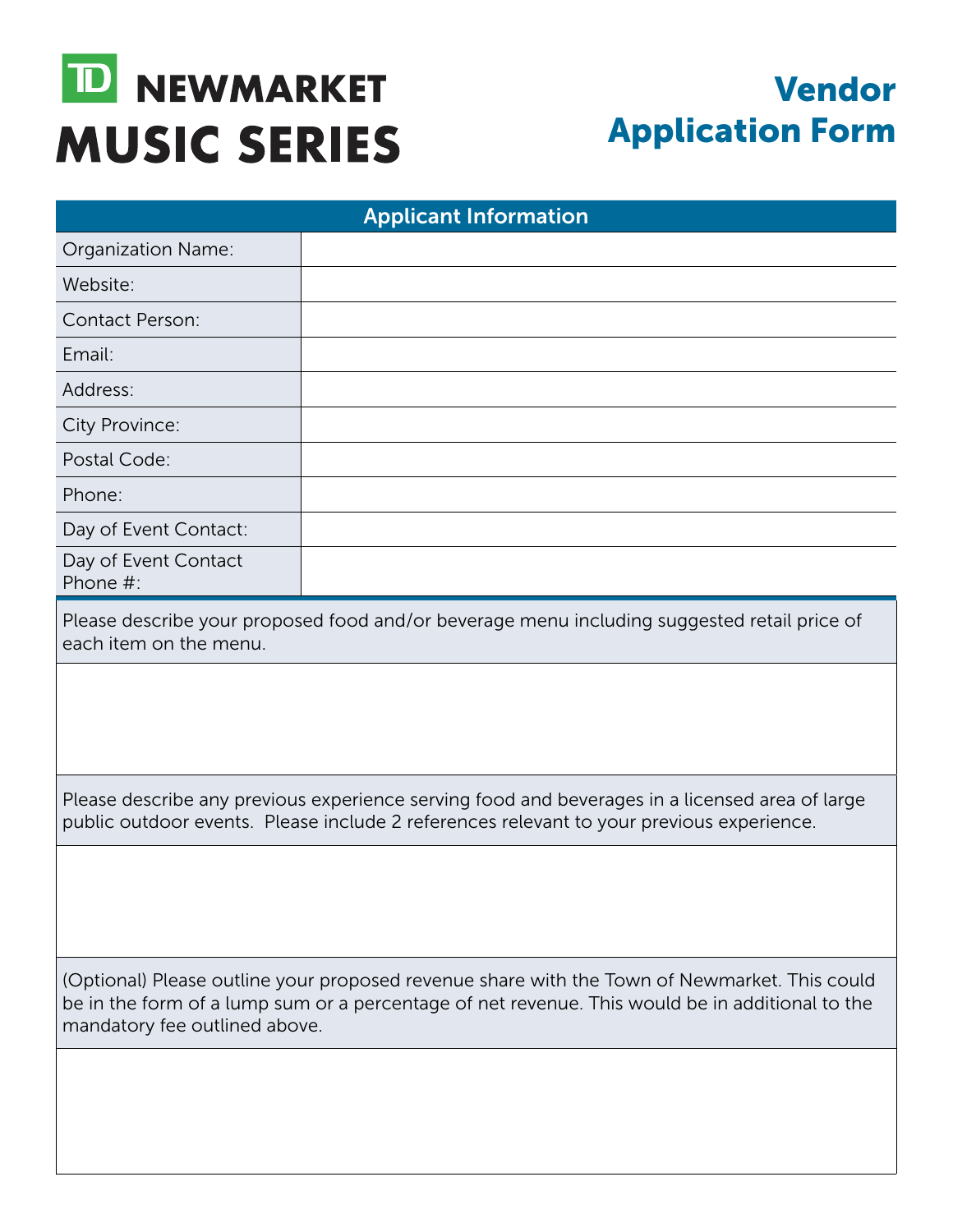# TD NEWMARKET MUSIC SERIES

## Vendor Application Form

| Applicant Information | |
|---|---|
| Organization Name: | |
| Website: | |
| Contact Person: | |
| Email: | |
| Address: | |
| City Province: | |
| Postal Code: | |
| Phone: | |
| Day of Event Contact: | |
| Day of Event Contact Phone #: | |

Please describe your proposed food and/or beverage menu including suggested retail price of each item on the menu.

Please describe any previous experience serving food and beverages in a licensed area of large public outdoor events. Please include 2 references relevant to your previous experience.

(Optional) Please outline your proposed revenue share with the Town of Newmarket. This could be in the form of a lump sum or a percentage of net revenue. This would be in additional to the mandatory fee outlined above.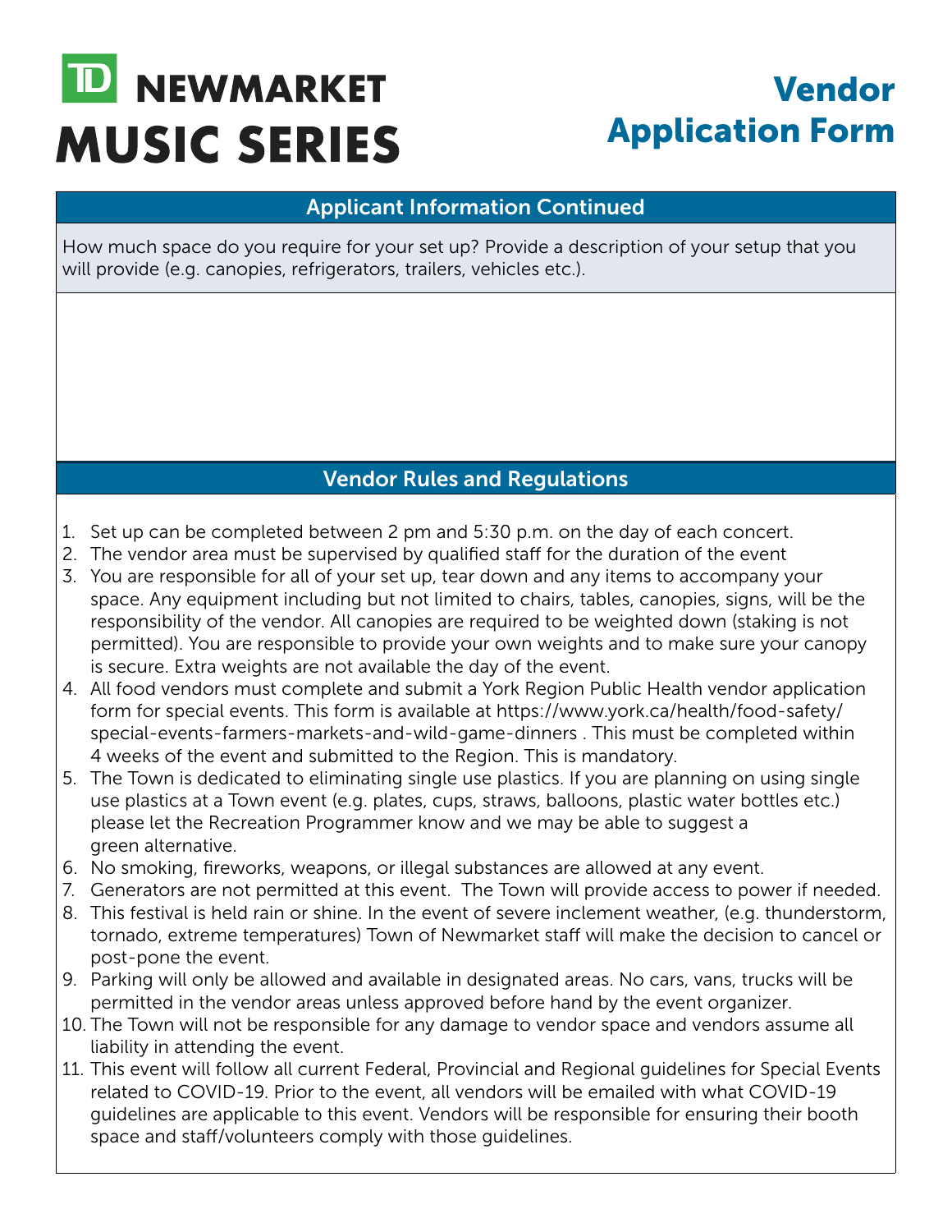# TD NEWMARKET MUSIC SERIES

# Vendor Application Form

## Applicant Information Continued

How much space do you require for your set up? Provide a description of your setup that you will provide (e.g. canopies, refrigerators, trailers, vehicles etc.).

## Vendor Rules and Regulations

1. Set up can be completed between 2 pm and 5:30 p.m. on the day of each concert.
2. The vendor area must be supervised by qualified staff for the duration of the event
3. You are responsible for all of your set up, tear down and any items to accompany your space. Any equipment including but not limited to chairs, tables, canopies, signs, will be the responsibility of the vendor. All canopies are required to be weighted down (staking is not permitted). You are responsible to provide your own weights and to make sure your canopy is secure. Extra weights are not available the day of the event.
4. All food vendors must complete and submit a York Region Public Health vendor application form for special events. This form is available at https://www.york.ca/health/food-safety/special-events-farmers-markets-and-wild-game-dinners . This must be completed within 4 weeks of the event and submitted to the Region. This is mandatory.
5. The Town is dedicated to eliminating single use plastics. If you are planning on using single use plastics at a Town event (e.g. plates, cups, straws, balloons, plastic water bottles etc.) please let the Recreation Programmer know and we may be able to suggest a green alternative.
6. No smoking, fireworks, weapons, or illegal substances are allowed at any event.
7. Generators are not permitted at this event. The Town will provide access to power if needed.
8. This festival is held rain or shine. In the event of severe inclement weather, (e.g. thunderstorm, tornado, extreme temperatures) Town of Newmarket staff will make the decision to cancel or post-pone the event.
9. Parking will only be allowed and available in designated areas. No cars, vans, trucks will be permitted in the vendor areas unless approved before hand by the event organizer.
10. The Town will not be responsible for any damage to vendor space and vendors assume all liability in attending the event.
11. This event will follow all current Federal, Provincial and Regional guidelines for Special Events related to COVID-19. Prior to the event, all vendors will be emailed with what COVID-19 guidelines are applicable to this event. Vendors will be responsible for ensuring their booth space and staff/volunteers comply with those guidelines.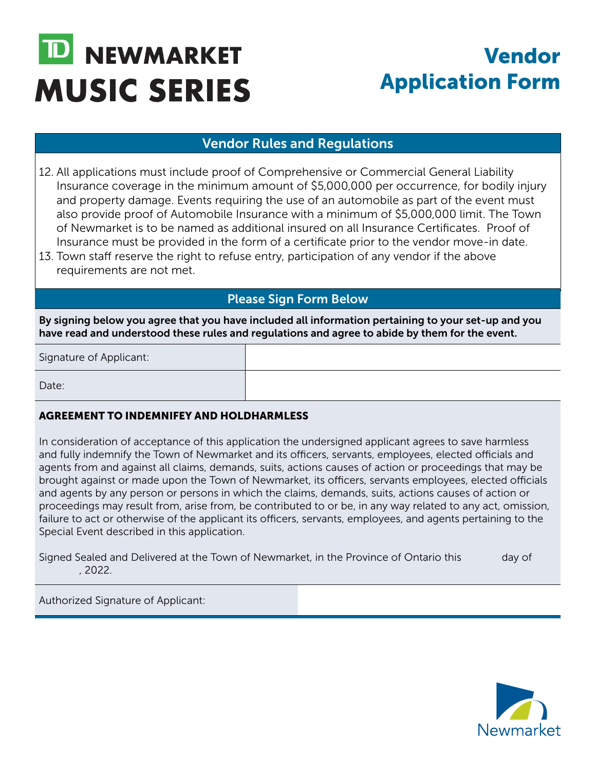# TD NEWMARKET MUSIC SERIES

# Vendor Application Form

## Vendor Rules and Regulations

12. All applications must include proof of Comprehensive or Commercial General Liability Insurance coverage in the minimum amount of $5,000,000 per occurrence, for bodily injury and property damage. Events requiring the use of an automobile as part of the event must also provide proof of Automobile Insurance with a minimum of $5,000,000 limit. The Town of Newmarket is to be named as additional insured on all Insurance Certificates. Proof of Insurance must be provided in the form of a certificate prior to the vendor move-in date.
13. Town staff reserve the right to refuse entry, participation of any vendor if the above requirements are not met.

## Please Sign Form Below

**By signing below you agree that you have included all information pertaining to your set-up and you have read and understood these rules and regulations and agree to abide by them for the event.**

| | |
|---|---|
| Signature of Applicant: | |
| Date: | |

**AGREEMENT TO INDEMNIFEY AND HOLDHARMLESS**

In consideration of acceptance of this application the undersigned applicant agrees to save harmless and fully indemnify the Town of Newmarket and its officers, servants, employees, elected officials and agents from and against all claims, demands, suits, actions causes of action or proceedings that may be brought against or made upon the Town of Newmarket, its officers, servants employees, elected officials and agents by any person or persons in which the claims, demands, suits, actions causes of action or proceedings may result from, arise from, be contributed to or be, in any way related to any act, omission, failure to act or otherwise of the applicant its officers, servants, employees, and agents pertaining to the Special Event described in this application.

Signed Sealed and Delivered at the Town of Newmarket, in the Province of Ontario this day of , 2022.

| | |
|---|---|
| Authorized Signature of Applicant: | |

Newmarket